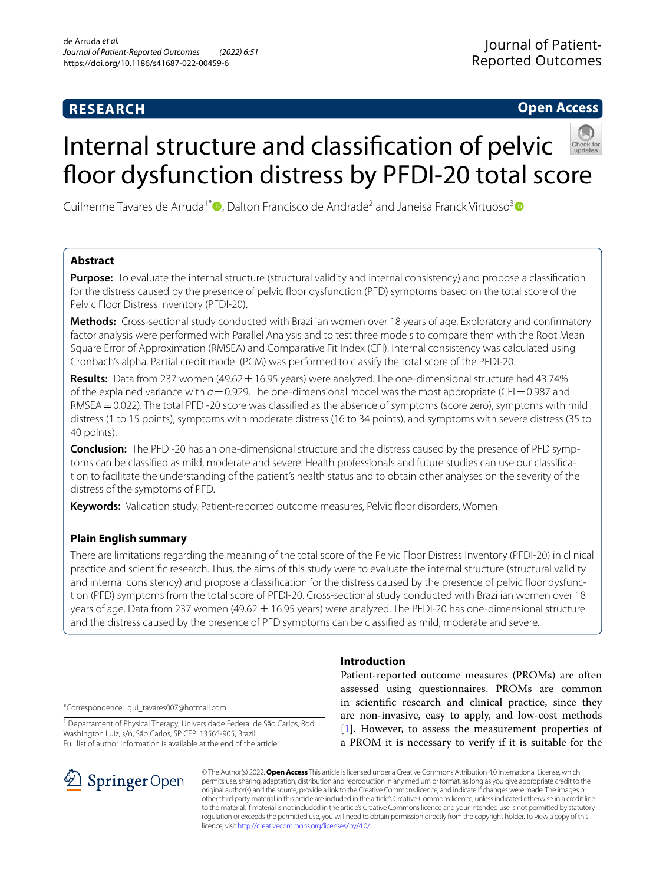RESEARCH

Open Access

# Internal structure and classification of pelvic floor dysfunction distress by PFDI-20 total score

Guilherme Tavares de Arruda[1*], Dalton Francisco de Andrade[2] and Janeisa Franck Virtuoso[3]

## Abstract

**Purpose:** To evaluate the internal structure (structural validity and internal consistency) and propose a classification for the distress caused by the presence of pelvic floor dysfunction (PFD) symptoms based on the total score of the Pelvic Floor Distress Inventory (PFDI-20).

**Methods:** Cross-sectional study conducted with Brazilian women over 18 years of age. Exploratory and confirmatory factor analysis were performed with Parallel Analysis and to test three models to compare them with the Root Mean Square Error of Approximation (RMSEA) and Comparative Fit Index (CFI). Internal consistency was calculated using Cronbach's alpha. Partial credit model (PCM) was performed to classify the total score of the PFDI-20.

**Results:** Data from 237 women (49.62 ± 16.95 years) were analyzed. The one-dimensional structure had 43.74% of the explained variance with $\alpha = 0.929$. The one-dimensional model was the most appropriate (CFI = 0.987 and RMSEA = 0.022). The total PFDI-20 score was classified as the absence of symptoms (score zero), symptoms with mild distress (1 to 15 points), symptoms with moderate distress (16 to 34 points), and symptoms with severe distress (35 to 40 points).

**Conclusion:** The PFDI-20 has an one-dimensional structure and the distress caused by the presence of PFD symptoms can be classified as mild, moderate and severe. Health professionals and future studies can use our classification to facilitate the understanding of the patient's health status and to obtain other analyses on the severity of the distress of the symptoms of PFD.

**Keywords:** Validation study, Patient-reported outcome measures, Pelvic floor disorders, Women

## Plain English summary

There are limitations regarding the meaning of the total score of the Pelvic Floor Distress Inventory (PFDI-20) in clinical practice and scientific research. Thus, the aims of this study were to evaluate the internal structure (structural validity and internal consistency) and propose a classification for the distress caused by the presence of pelvic floor dysfunction (PFD) symptoms from the total score of PFDI-20. Cross-sectional study conducted with Brazilian women over 18 years of age. Data from 237 women (49.62 ± 16.95 years) were analyzed. The PFDI-20 has one-dimensional structure and the distress caused by the presence of PFD symptoms can be classified as mild, moderate and severe.

## Introduction

Patient-reported outcome measures (PROMs) are often assessed using questionnaires. PROMs are common in scientific research and clinical practice, since they are non-invasive, easy to apply, and low-cost methods [1]. However, to assess the measurement properties of a PROM it is necessary to verify if it is suitable for the

*Correspondence: gui_tavares007@hotmail.com

[1] Departament of Physical Therapy, Universidade Federal de São Carlos, Rod. Washington Luiz, s/n, São Carlos, SP CEP: 13565-905, Brazil
Full list of author information is available at the end of the article

© The Author(s) 2022. **Open Access** This article is licensed under a Creative Commons Attribution 4.0 International License, which permits use, sharing, adaptation, distribution and reproduction in any medium or format, as long as you give appropriate credit to the original author(s) and the source, provide a link to the Creative Commons licence, and indicate if changes were made. The images or other third party material in this article are included in the article's Creative Commons licence, unless indicated otherwise in a credit line to the material. If material is not included in the article's Creative Commons licence and your intended use is not permitted by statutory regulation or exceeds the permitted use, you will need to obtain permission directly from the copyright holder. To view a copy of this licence, visit http://creativecommons.org/licenses/by/4.0/.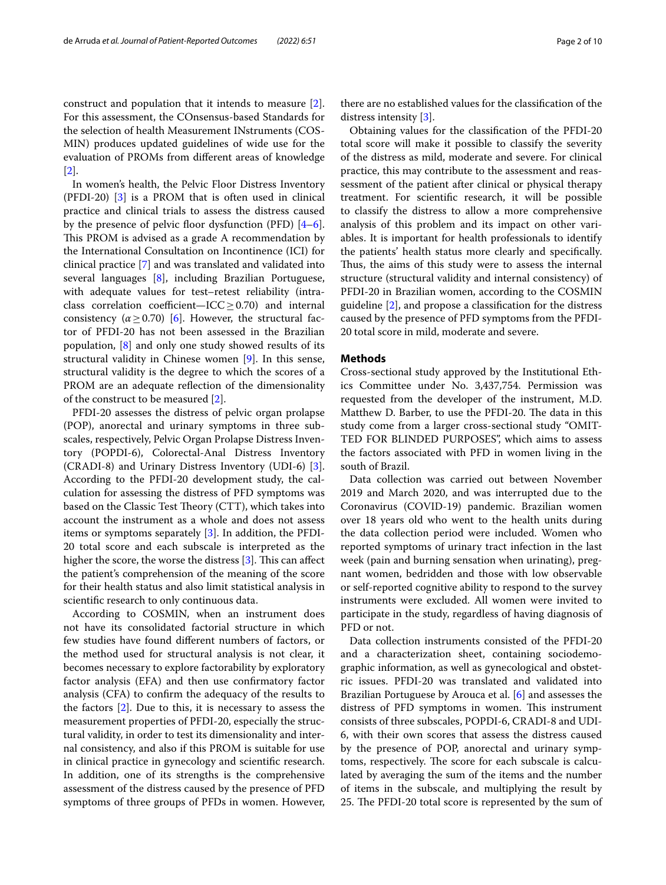construct and population that it intends to measure [2]. For this assessment, the COnsensus-based Standards for the selection of health Measurement INstruments (COSMIN) produces updated guidelines of wide use for the evaluation of PROMs from different areas of knowledge [2].

In women's health, the Pelvic Floor Distress Inventory (PFDI-20) [3] is a PROM that is often used in clinical practice and clinical trials to assess the distress caused by the presence of pelvic floor dysfunction (PFD) [4–6]. This PROM is advised as a grade A recommendation by the International Consultation on Incontinence (ICI) for clinical practice [7] and was translated and validated into several languages [8], including Brazilian Portuguese, with adequate values for test–retest reliability (intraclass correlation coefficient—ICC $\geq$ 0.70) and internal consistency ($\alpha \geq 0.70$) [6]. However, the structural factor of PFDI-20 has not been assessed in the Brazilian population, [8] and only one study showed results of its structural validity in Chinese women [9]. In this sense, structural validity is the degree to which the scores of a PROM are an adequate reflection of the dimensionality of the construct to be measured [2].

PFDI-20 assesses the distress of pelvic organ prolapse (POP), anorectal and urinary symptoms in three subscales, respectively, Pelvic Organ Prolapse Distress Inventory (POPDI-6), Colorectal-Anal Distress Inventory (CRADI-8) and Urinary Distress Inventory (UDI-6) [3]. According to the PFDI-20 development study, the calculation for assessing the distress of PFD symptoms was based on the Classic Test Theory (CTT), which takes into account the instrument as a whole and does not assess items or symptoms separately [3]. In addition, the PFDI-20 total score and each subscale is interpreted as the higher the score, the worse the distress [3]. This can affect the patient's comprehension of the meaning of the score for their health status and also limit statistical analysis in scientific research to only continuous data.

According to COSMIN, when an instrument does not have its consolidated factorial structure in which few studies have found different numbers of factors, or the method used for structural analysis is not clear, it becomes necessary to explore factorability by exploratory factor analysis (EFA) and then use confirmatory factor analysis (CFA) to confirm the adequacy of the results to the factors [2]. Due to this, it is necessary to assess the measurement properties of PFDI-20, especially the structural validity, in order to test its dimensionality and internal consistency, and also if this PROM is suitable for use in clinical practice in gynecology and scientific research. In addition, one of its strengths is the comprehensive assessment of the distress caused by the presence of PFD symptoms of three groups of PFDs in women. However, there are no established values for the classification of the distress intensity [3].

Obtaining values for the classification of the PFDI-20 total score will make it possible to classify the severity of the distress as mild, moderate and severe. For clinical practice, this may contribute to the assessment and reassessment of the patient after clinical or physical therapy treatment. For scientific research, it will be possible to classify the distress to allow a more comprehensive analysis of this problem and its impact on other variables. It is important for health professionals to identify the patients' health status more clearly and specifically. Thus, the aims of this study were to assess the internal structure (structural validity and internal consistency) of PFDI-20 in Brazilian women, according to the COSMIN guideline [2], and propose a classification for the distress caused by the presence of PFD symptoms from the PFDI-20 total score in mild, moderate and severe.

## Methods

Cross-sectional study approved by the Institutional Ethics Committee under No. 3,437,754. Permission was requested from the developer of the instrument, M.D. Matthew D. Barber, to use the PFDI-20. The data in this study come from a larger cross-sectional study "OMITTED FOR BLINDED PURPOSES", which aims to assess the factors associated with PFD in women living in the south of Brazil.

Data collection was carried out between November 2019 and March 2020, and was interrupted due to the Coronavirus (COVID-19) pandemic. Brazilian women over 18 years old who went to the health units during the data collection period were included. Women who reported symptoms of urinary tract infection in the last week (pain and burning sensation when urinating), pregnant women, bedridden and those with low observable or self-reported cognitive ability to respond to the survey instruments were excluded. All women were invited to participate in the study, regardless of having diagnosis of PFD or not.

Data collection instruments consisted of the PFDI-20 and a characterization sheet, containing sociodemographic information, as well as gynecological and obstetric issues. PFDI-20 was translated and validated into Brazilian Portuguese by Arouca et al. [6] and assesses the distress of PFD symptoms in women. This instrument consists of three subscales, POPDI-6, CRADI-8 and UDI-6, with their own scores that assess the distress caused by the presence of POP, anorectal and urinary symptoms, respectively. The score for each subscale is calculated by averaging the sum of the items and the number of items in the subscale, and multiplying the result by 25. The PFDI-20 total score is represented by the sum of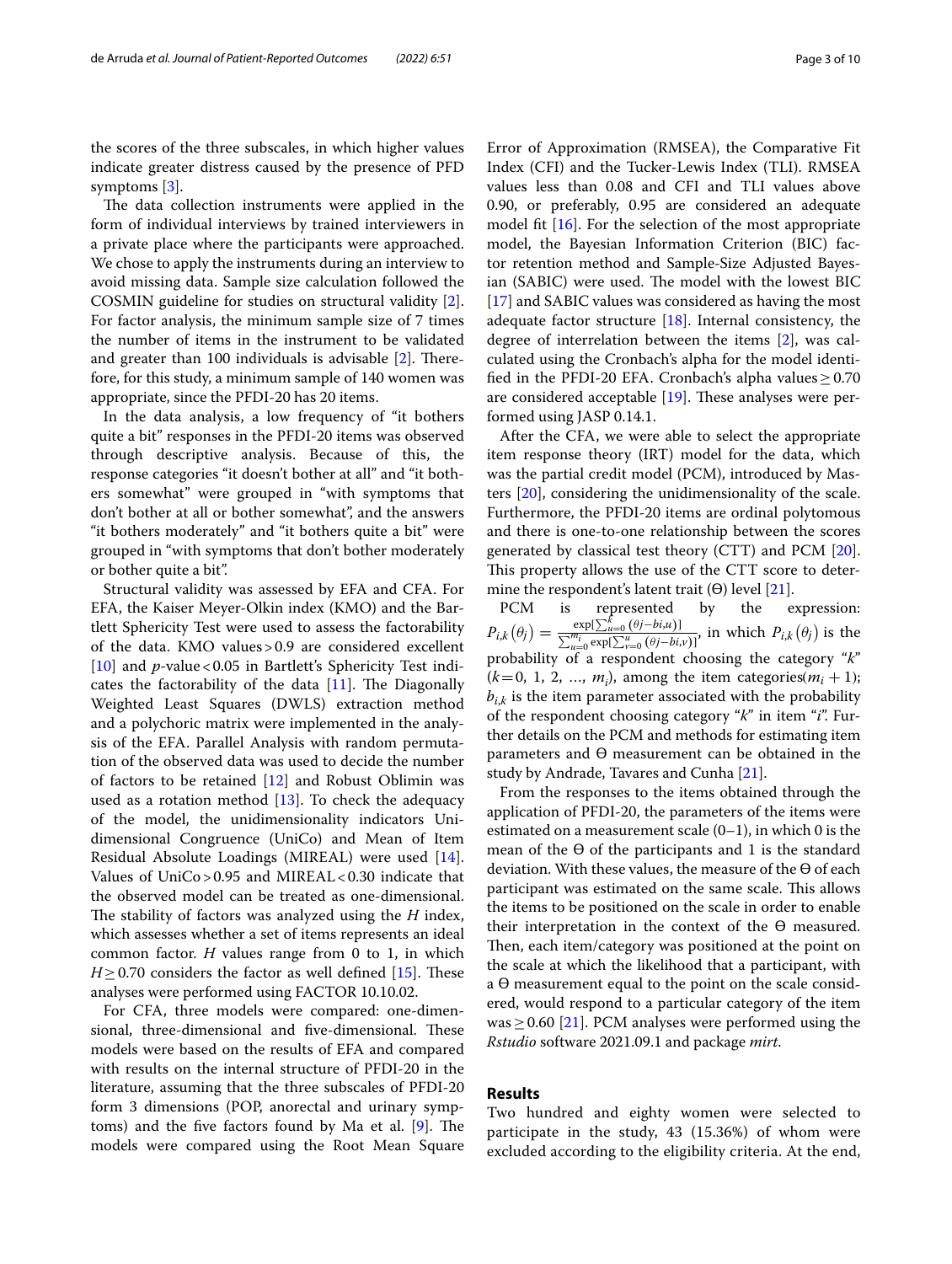the scores of the three subscales, in which higher values indicate greater distress caused by the presence of PFD symptoms [3].

The data collection instruments were applied in the form of individual interviews by trained interviewers in a private place where the participants were approached. We chose to apply the instruments during an interview to avoid missing data. Sample size calculation followed the COSMIN guideline for studies on structural validity [2]. For factor analysis, the minimum sample size of 7 times the number of items in the instrument to be validated and greater than 100 individuals is advisable [2]. Therefore, for this study, a minimum sample of 140 women was appropriate, since the PFDI-20 has 20 items.

In the data analysis, a low frequency of "it bothers quite a bit" responses in the PFDI-20 items was observed through descriptive analysis. Because of this, the response categories "it doesn't bother at all" and "it bothers somewhat" were grouped in "with symptoms that don't bother at all or bother somewhat", and the answers "it bothers moderately" and "it bothers quite a bit" were grouped in "with symptoms that don't bother moderately or bother quite a bit".

Structural validity was assessed by EFA and CFA. For EFA, the Kaiser Meyer-Olkin index (KMO) and the Bartlett Sphericity Test were used to assess the factorability of the data. KMO values > 0.9 are considered excellent [10] and *p*-value < 0.05 in Bartlett's Sphericity Test indicates the factorability of the data [11]. The Diagonally Weighted Least Squares (DWLS) extraction method and a polychoric matrix were implemented in the analysis of the EFA. Parallel Analysis with random permutation of the observed data was used to decide the number of factors to be retained [12] and Robust Oblimin was used as a rotation method [13]. To check the adequacy of the model, the unidimensionality indicators Unidimensional Congruence (UniCo) and Mean of Item Residual Absolute Loadings (MIREAL) were used [14]. Values of UniCo > 0.95 and MIREAL < 0.30 indicate that the observed model can be treated as one-dimensional. The stability of factors was analyzed using the *H* index, which assesses whether a set of items represents an ideal common factor. *H* values range from 0 to 1, in which $H \geq 0.70$ considers the factor as well defined [15]. These analyses were performed using FACTOR 10.10.02.

For CFA, three models were compared: one-dimensional, three-dimensional and five-dimensional. These models were based on the results of EFA and compared with results on the internal structure of PFDI-20 in the literature, assuming that the three subscales of PFDI-20 form 3 dimensions (POP, anorectal and urinary symptoms) and the five factors found by Ma et al. [9]. The models were compared using the Root Mean Square Error of Approximation (RMSEA), the Comparative Fit Index (CFI) and the Tucker-Lewis Index (TLI). RMSEA values less than 0.08 and CFI and TLI values above 0.90, or preferably, 0.95 are considered an adequate model fit [16]. For the selection of the most appropriate model, the Bayesian Information Criterion (BIC) factor retention method and Sample-Size Adjusted Bayesian (SABIC) were used. The model with the lowest BIC [17] and SABIC values was considered as having the most adequate factor structure [18]. Internal consistency, the degree of interrelation between the items [2], was calculated using the Cronbach's alpha for the model identified in the PFDI-20 EFA. Cronbach's alpha values ≥ 0.70 are considered acceptable [19]. These analyses were performed using JASP 0.14.1.

After the CFA, we were able to select the appropriate item response theory (IRT) model for the data, which was the partial credit model (PCM), introduced by Masters [20], considering the unidimensionality of the scale. Furthermore, the PFDI-20 items are ordinal polytomous and there is one-to-one relationship between the scores generated by classical test theory (CTT) and PCM [20]. This property allows the use of the CTT score to determine the respondent's latent trait (Θ) level [21].

PCM is represented by the expression: $P_{i,k}(\theta_j) = \frac{\exp[\sum_{u=0}^{k}(\theta j - bi,u)]}{\sum_{u=0}^{m_i}\exp[\sum_{v=0}^{u}(\theta j - bi,v)]}$, in which $P_{i,k}(\theta_j)$ is the probability of a respondent choosing the category "*k*" ($k = 0, 1, 2, \ldots, m_i$), among the item categories($m_i + 1$); $b_{i,k}$ is the item parameter associated with the probability of the respondent choosing category "*k*" in item "*i*". Further details on the PCM and methods for estimating item parameters and Θ measurement can be obtained in the study by Andrade, Tavares and Cunha [21].

From the responses to the items obtained through the application of PFDI-20, the parameters of the items were estimated on a measurement scale (0–1), in which 0 is the mean of the Θ of the participants and 1 is the standard deviation. With these values, the measure of the Θ of each participant was estimated on the same scale. This allows the items to be positioned on the scale in order to enable their interpretation in the context of the Θ measured. Then, each item/category was positioned at the point on the scale at which the likelihood that a participant, with a Θ measurement equal to the point on the scale considered, would respond to a particular category of the item was ≥ 0.60 [21]. PCM analyses were performed using the *Rstudio* software 2021.09.1 and package *mirt*.

## Results

Two hundred and eighty women were selected to participate in the study, 43 (15.36%) of whom were excluded according to the eligibility criteria. At the end,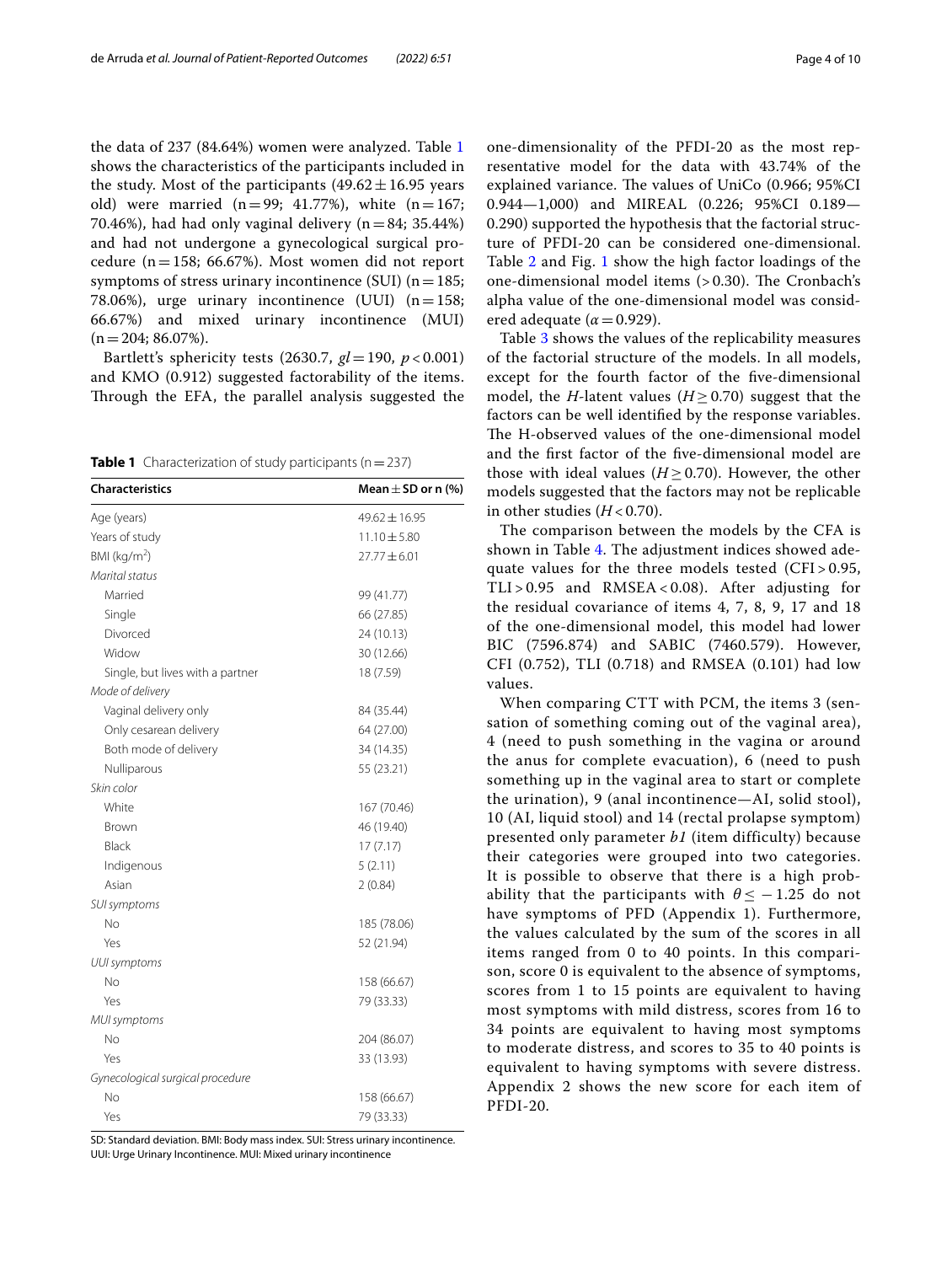the data of 237 (84.64%) women were analyzed. Table 1 shows the characteristics of the participants included in the study. Most of the participants (49.62 ± 16.95 years old) were married (n = 99; 41.77%), white (n = 167; 70.46%), had had only vaginal delivery (n = 84; 35.44%) and had not undergone a gynecological surgical procedure (n = 158; 66.67%). Most women did not report symptoms of stress urinary incontinence (SUI) (n = 185; 78.06%), urge urinary incontinence (UUI) (n = 158; 66.67%) and mixed urinary incontinence (MUI) (n = 204; 86.07%).

Bartlett's sphericity tests (2630.7, *gl* = 190, $p < 0.001$) and KMO (0.912) suggested factorability of the items. Through the EFA, the parallel analysis suggested the one-dimensionality of the PFDI-20 as the most representative model for the data with 43.74% of the explained variance. The values of UniCo (0.966; 95%CI 0.944—1,000) and MIREAL (0.226; 95%CI 0.189—0.290) supported the hypothesis that the factorial structure of PFDI-20 can be considered one-dimensional. Table 2 and Fig. 1 show the high factor loadings of the one-dimensional model items (> 0.30). The Cronbach's alpha value of the one-dimensional model was considered adequate ($\alpha = 0.929$).

Table 3 shows the values of the replicability measures of the factorial structure of the models. In all models, except for the fourth factor of the five-dimensional model, the *H*-latent values ($H \geq 0.70$) suggest that the factors can be well identified by the response variables. The H-observed values of the one-dimensional model and the first factor of the five-dimensional model are those with ideal values ($H \geq 0.70$). However, the other models suggested that the factors may not be replicable in other studies ($H < 0.70$).

The comparison between the models by the CFA is shown in Table 4. The adjustment indices showed adequate values for the three models tested (CFI > 0.95, TLI > 0.95 and RMSEA < 0.08). After adjusting for the residual covariance of items 4, 7, 8, 9, 17 and 18 of the one-dimensional model, this model had lower BIC (7596.874) and SABIC (7460.579). However, CFI (0.752), TLI (0.718) and RMSEA (0.101) had low values.

When comparing CTT with PCM, the items 3 (sensation of something coming out of the vaginal area), 4 (need to push something in the vagina or around the anus for complete evacuation), 6 (need to push something up in the vaginal area to start or complete the urination), 9 (anal incontinence—AI, solid stool), 10 (AI, liquid stool) and 14 (rectal prolapse symptom) presented only parameter *b1* (item difficulty) because their categories were grouped into two categories. It is possible to observe that there is a high probability that the participants with $\theta \leq -1.25$ do not have symptoms of PFD (Appendix 1). Furthermore, the values calculated by the sum of the scores in all items ranged from 0 to 40 points. In this comparison, score 0 is equivalent to the absence of symptoms, scores from 1 to 15 points are equivalent to having most symptoms with mild distress, scores from 16 to 34 points are equivalent to having most symptoms to moderate distress, and scores to 35 to 40 points is equivalent to having symptoms with severe distress. Appendix 2 shows the new score for each item of PFDI-20.

**Table 1** Characterization of study participants (n = 237)

| Characteristics | Mean ± SD or n (%) |
|---|---|
| Age (years) | 49.62 ± 16.95 |
| Years of study | 11.10 ± 5.80 |
| BMI (kg/m$^2$) | 27.77 ± 6.01 |
| *Marital status* | |
| Married | 99 (41.77) |
| Single | 66 (27.85) |
| Divorced | 24 (10.13) |
| Widow | 30 (12.66) |
| Single, but lives with a partner | 18 (7.59) |
| *Mode of delivery* | |
| Vaginal delivery only | 84 (35.44) |
| Only cesarean delivery | 64 (27.00) |
| Both mode of delivery | 34 (14.35) |
| Nulliparous | 55 (23.21) |
| *Skin color* | |
| White | 167 (70.46) |
| Brown | 46 (19.40) |
| Black | 17 (7.17) |
| Indigenous | 5 (2.11) |
| Asian | 2 (0.84) |
| *SUI symptoms* | |
| No | 185 (78.06) |
| Yes | 52 (21.94) |
| *UUI symptoms* | |
| No | 158 (66.67) |
| Yes | 79 (33.33) |
| *MUI symptoms* | |
| No | 204 (86.07) |
| Yes | 33 (13.93) |
| *Gynecological surgical procedure* | |
| No | 158 (66.67) |
| Yes | 79 (33.33) |

SD: Standard deviation. BMI: Body mass index. SUI: Stress urinary incontinence. UUI: Urge Urinary Incontinence. MUI: Mixed urinary incontinence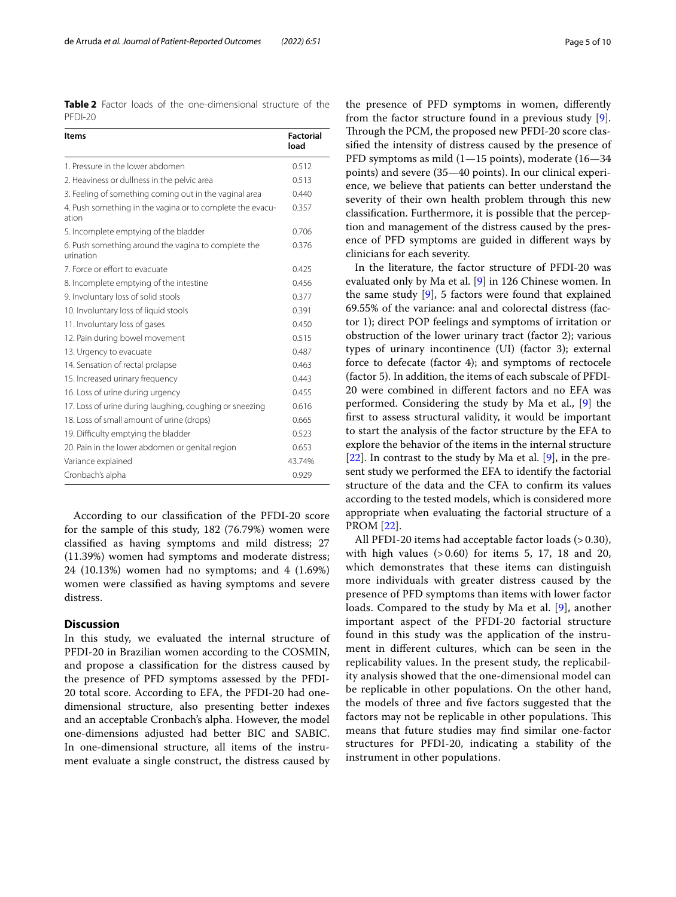**Table 2** Factor loads of the one-dimensional structure of the PFDI-20

| Items | Factorial load |
|---|---|
| 1. Pressure in the lower abdomen | 0.512 |
| 2. Heaviness or dullness in the pelvic area | 0.513 |
| 3. Feeling of something coming out in the vaginal area | 0.440 |
| 4. Push something in the vagina or to complete the evacuation | 0.357 |
| 5. Incomplete emptying of the bladder | 0.706 |
| 6. Push something around the vagina to complete the urination | 0.376 |
| 7. Force or effort to evacuate | 0.425 |
| 8. Incomplete emptying of the intestine | 0.456 |
| 9. Involuntary loss of solid stools | 0.377 |
| 10. Involuntary loss of liquid stools | 0.391 |
| 11. Involuntary loss of gases | 0.450 |
| 12. Pain during bowel movement | 0.515 |
| 13. Urgency to evacuate | 0.487 |
| 14. Sensation of rectal prolapse | 0.463 |
| 15. Increased urinary frequency | 0.443 |
| 16. Loss of urine during urgency | 0.455 |
| 17. Loss of urine during laughing, coughing or sneezing | 0.616 |
| 18. Loss of small amount of urine (drops) | 0.665 |
| 19. Difficulty emptying the bladder | 0.523 |
| 20. Pain in the lower abdomen or genital region | 0.653 |
| Variance explained | 43.74% |
| Cronbach's alpha | 0.929 |

According to our classification of the PFDI-20 score for the sample of this study, 182 (76.79%) women were classified as having symptoms and mild distress; 27 (11.39%) women had symptoms and moderate distress; 24 (10.13%) women had no symptoms; and 4 (1.69%) women were classified as having symptoms and severe distress.

## Discussion

In this study, we evaluated the internal structure of PFDI-20 in Brazilian women according to the COSMIN, and propose a classification for the distress caused by the presence of PFD symptoms assessed by the PFDI-20 total score. According to EFA, the PFDI-20 had one-dimensional structure, also presenting better indexes and an acceptable Cronbach's alpha. However, the model one-dimensions adjusted had better BIC and SABIC. In one-dimensional structure, all items of the instrument evaluate a single construct, the distress caused by the presence of PFD symptoms in women, differently from the factor structure found in a previous study [9]. Through the PCM, the proposed new PFDI-20 score classified the intensity of distress caused by the presence of PFD symptoms as mild (1—15 points), moderate (16—34 points) and severe (35—40 points). In our clinical experience, we believe that patients can better understand the severity of their own health problem through this new classification. Furthermore, it is possible that the perception and management of the distress caused by the presence of PFD symptoms are guided in different ways by clinicians for each severity.

In the literature, the factor structure of PFDI-20 was evaluated only by Ma et al. [9] in 126 Chinese women. In the same study [9], 5 factors were found that explained 69.55% of the variance: anal and colorectal distress (factor 1); direct POP feelings and symptoms of irritation or obstruction of the lower urinary tract (factor 2); various types of urinary incontinence (UI) (factor 3); external force to defecate (factor 4); and symptoms of rectocele (factor 5). In addition, the items of each subscale of PFDI-20 were combined in different factors and no EFA was performed. Considering the study by Ma et al., [9] the first to assess structural validity, it would be important to start the analysis of the factor structure by the EFA to explore the behavior of the items in the internal structure [22]. In contrast to the study by Ma et al. [9], in the present study we performed the EFA to identify the factorial structure of the data and the CFA to confirm its values according to the tested models, which is considered more appropriate when evaluating the factorial structure of a PROM [22].

All PFDI-20 items had acceptable factor loads (> 0.30), with high values (> 0.60) for items 5, 17, 18 and 20, which demonstrates that these items can distinguish more individuals with greater distress caused by the presence of PFD symptoms than items with lower factor loads. Compared to the study by Ma et al. [9], another important aspect of the PFDI-20 factorial structure found in this study was the application of the instrument in different cultures, which can be seen in the replicability values. In the present study, the replicability analysis showed that the one-dimensional model can be replicable in other populations. On the other hand, the models of three and five factors suggested that the factors may not be replicable in other populations. This means that future studies may find similar one-factor structures for PFDI-20, indicating a stability of the instrument in other populations.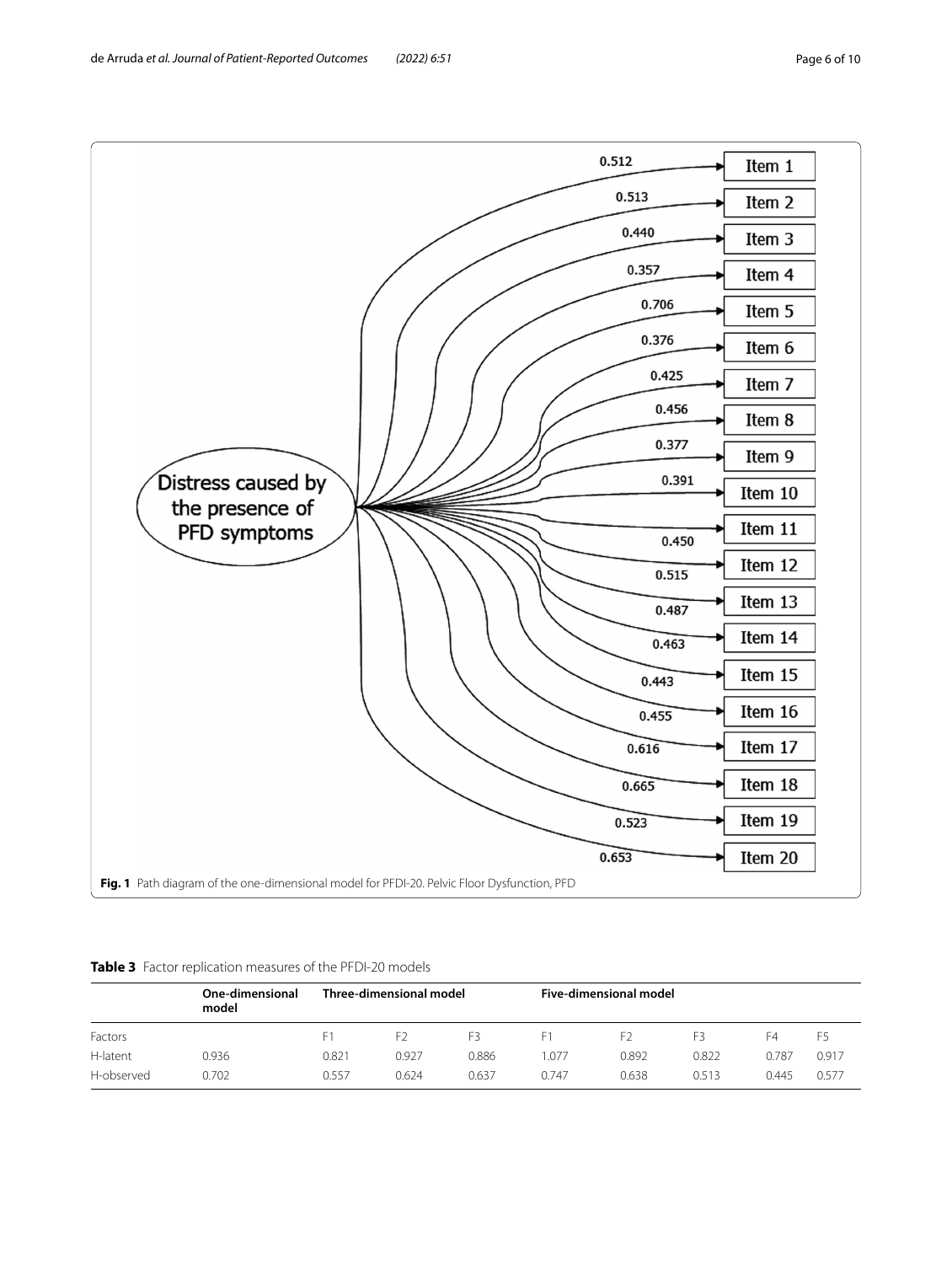**Fig. 1** Path diagram of the one-dimensional model for PFDI-20. Pelvic Floor Dysfunction, PFD

**Table 3** Factor replication measures of the PFDI-20 models

| | One-dimensional model | Three-dimensional model | | | Five-dimensional model | | | | |
|---|---|---|---|---|---|---|---|---|---|
| Factors | | F1 | F2 | F3 | F1 | F2 | F3 | F4 | F5 |
| H-latent | 0.936 | 0.821 | 0.927 | 0.886 | 1.077 | 0.892 | 0.822 | 0.787 | 0.917 |
| H-observed | 0.702 | 0.557 | 0.624 | 0.637 | 0.747 | 0.638 | 0.513 | 0.445 | 0.577 |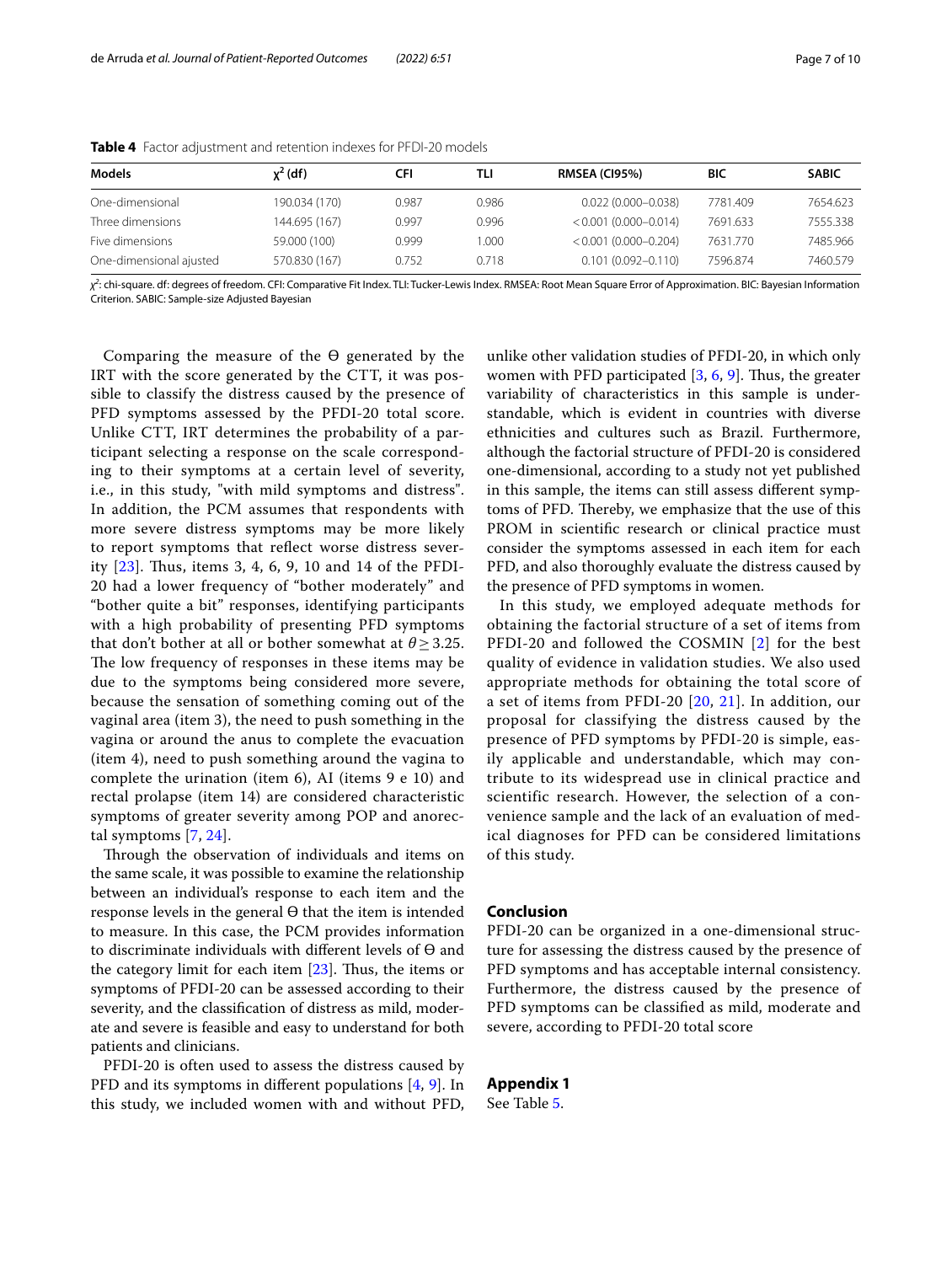**Table 4** Factor adjustment and retention indexes for PFDI-20 models

| Models | $\chi^2$ (df) | CFI | TLI | RMSEA (CI95%) | BIC | SABIC |
|---|---|---|---|---|---|---|
| One-dimensional | 190.034 (170) | 0.987 | 0.986 | 0.022 (0.000–0.038) | 7781.409 | 7654.623 |
| Three dimensions | 144.695 (167) | 0.997 | 0.996 | < 0.001 (0.000–0.014) | 7691.633 | 7555.338 |
| Five dimensions | 59.000 (100) | 0.999 | 1.000 | < 0.001 (0.000–0.204) | 7631.770 | 7485.966 |
| One-dimensional ajusted | 570.830 (167) | 0.752 | 0.718 | 0.101 (0.092–0.110) | 7596.874 | 7460.579 |

$\chi^2$: chi-square. df: degrees of freedom. CFI: Comparative Fit Index. TLI: Tucker-Lewis Index. RMSEA: Root Mean Square Error of Approximation. BIC: Bayesian Information Criterion. SABIC: Sample-size Adjusted Bayesian

Comparing the measure of the Θ generated by the IRT with the score generated by the CTT, it was possible to classify the distress caused by the presence of PFD symptoms assessed by the PFDI-20 total score. Unlike CTT, IRT determines the probability of a participant selecting a response on the scale corresponding to their symptoms at a certain level of severity, i.e., in this study, "with mild symptoms and distress". In addition, the PCM assumes that respondents with more severe distress symptoms may be more likely to report symptoms that reflect worse distress severity [23]. Thus, items 3, 4, 6, 9, 10 and 14 of the PFDI-20 had a lower frequency of “bother moderately” and “bother quite a bit” responses, identifying participants with a high probability of presenting PFD symptoms that don’t bother at all or bother somewhat at $\theta \geq 3.25$. The low frequency of responses in these items may be due to the symptoms being considered more severe, because the sensation of something coming out of the vaginal area (item 3), the need to push something in the vagina or around the anus to complete the evacuation (item 4), need to push something around the vagina to complete the urination (item 6), AI (items 9 e 10) and rectal prolapse (item 14) are considered characteristic symptoms of greater severity among POP and anorectal symptoms [7, 24].

Through the observation of individuals and items on the same scale, it was possible to examine the relationship between an individual’s response to each item and the response levels in the general Θ that the item is intended to measure. In this case, the PCM provides information to discriminate individuals with different levels of Θ and the category limit for each item [23]. Thus, the items or symptoms of PFDI-20 can be assessed according to their severity, and the classification of distress as mild, moderate and severe is feasible and easy to understand for both patients and clinicians.

PFDI-20 is often used to assess the distress caused by PFD and its symptoms in different populations [4, 9]. In this study, we included women with and without PFD, unlike other validation studies of PFDI-20, in which only women with PFD participated [3, 6, 9]. Thus, the greater variability of characteristics in this sample is understandable, which is evident in countries with diverse ethnicities and cultures such as Brazil. Furthermore, although the factorial structure of PFDI-20 is considered one-dimensional, according to a study not yet published in this sample, the items can still assess different symptoms of PFD. Thereby, we emphasize that the use of this PROM in scientific research or clinical practice must consider the symptoms assessed in each item for each PFD, and also thoroughly evaluate the distress caused by the presence of PFD symptoms in women.

In this study, we employed adequate methods for obtaining the factorial structure of a set of items from PFDI-20 and followed the COSMIN [2] for the best quality of evidence in validation studies. We also used appropriate methods for obtaining the total score of a set of items from PFDI-20 [20, 21]. In addition, our proposal for classifying the distress caused by the presence of PFD symptoms by PFDI-20 is simple, easily applicable and understandable, which may contribute to its widespread use in clinical practice and scientific research. However, the selection of a convenience sample and the lack of an evaluation of medical diagnoses for PFD can be considered limitations of this study.

## Conclusion

PFDI-20 can be organized in a one-dimensional structure for assessing the distress caused by the presence of PFD symptoms and has acceptable internal consistency. Furthermore, the distress caused by the presence of PFD symptoms can be classified as mild, moderate and severe, according to PFDI-20 total score

## Appendix 1

See Table 5.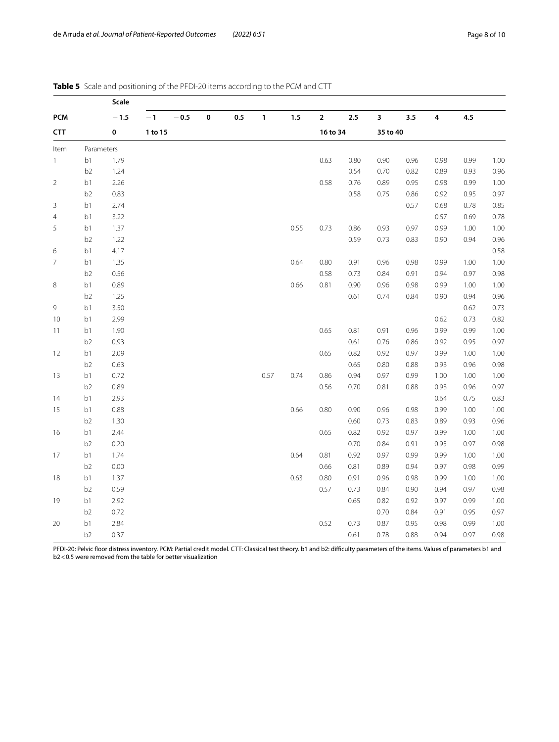**Table 5** Scale and positioning of the PFDI-20 items according to the PCM and CTT

| | | Scale | | | | | | | | | | | | | |
|---|---|---|---|---|---|---|---|---|---|---|---|---|---|---|---|
| **PCM** | | −1.5 | −1 | −0.5 | 0 | 0.5 | 1 | 1.5 | 2 | 2.5 | 3 | 3.5 | 4 | 4.5 | |
| **CTT** | | 0 | 1 to 15 | | | | | | 16 to 34 | | 35 to 40 | | | | |
| Item | Parameters | | | | | | | | | | | | | | |
| 1 | b1 | 1.79 | | | | | | | 0.63 | 0.80 | 0.90 | 0.96 | 0.98 | 0.99 | 1.00 |
| | b2 | 1.24 | | | | | | | | 0.54 | 0.70 | 0.82 | 0.89 | 0.93 | 0.96 |
| 2 | b1 | 2.26 | | | | | | | 0.58 | 0.76 | 0.89 | 0.95 | 0.98 | 0.99 | 1.00 |
| | b2 | 0.83 | | | | | | | | 0.58 | 0.75 | 0.86 | 0.92 | 0.95 | 0.97 |
| 3 | b1 | 2.74 | | | | | | | | | | 0.57 | 0.68 | 0.78 | 0.85 |
| 4 | b1 | 3.22 | | | | | | | | | | | 0.57 | 0.69 | 0.78 |
| 5 | b1 | 1.37 | | | | | | 0.55 | 0.73 | 0.86 | 0.93 | 0.97 | 0.99 | 1.00 | 1.00 |
| | b2 | 1.22 | | | | | | | | 0.59 | 0.73 | 0.83 | 0.90 | 0.94 | 0.96 |
| 6 | b1 | 4.17 | | | | | | | | | | | | | 0.58 |
| 7 | b1 | 1.35 | | | | | | 0.64 | 0.80 | 0.91 | 0.96 | 0.98 | 0.99 | 1.00 | 1.00 |
| | b2 | 0.56 | | | | | | | 0.58 | 0.73 | 0.84 | 0.91 | 0.94 | 0.97 | 0.98 |
| 8 | b1 | 0.89 | | | | | | 0.66 | 0.81 | 0.90 | 0.96 | 0.98 | 0.99 | 1.00 | 1.00 |
| | b2 | 1.25 | | | | | | | | 0.61 | 0.74 | 0.84 | 0.90 | 0.94 | 0.96 |
| 9 | b1 | 3.50 | | | | | | | | | | | | 0.62 | 0.73 |
| 10 | b1 | 2.99 | | | | | | | | | | | 0.62 | 0.73 | 0.82 |
| 11 | b1 | 1.90 | | | | | | | 0.65 | 0.81 | 0.91 | 0.96 | 0.99 | 0.99 | 1.00 |
| | b2 | 0.93 | | | | | | | | 0.61 | 0.76 | 0.86 | 0.92 | 0.95 | 0.97 |
| 12 | b1 | 2.09 | | | | | | | 0.65 | 0.82 | 0.92 | 0.97 | 0.99 | 1.00 | 1.00 |
| | b2 | 0.63 | | | | | | | | 0.65 | 0.80 | 0.88 | 0.93 | 0.96 | 0.98 |
| 13 | b1 | 0.72 | | | | | 0.57 | 0.74 | 0.86 | 0.94 | 0.97 | 0.99 | 1.00 | 1.00 | 1.00 |
| | b2 | 0.89 | | | | | | | 0.56 | 0.70 | 0.81 | 0.88 | 0.93 | 0.96 | 0.97 |
| 14 | b1 | 2.93 | | | | | | | | | | | 0.64 | 0.75 | 0.83 |
| 15 | b1 | 0.88 | | | | | | 0.66 | 0.80 | 0.90 | 0.96 | 0.98 | 0.99 | 1.00 | 1.00 |
| | b2 | 1.30 | | | | | | | | 0.60 | 0.73 | 0.83 | 0.89 | 0.93 | 0.96 |
| 16 | b1 | 2.44 | | | | | | | 0.65 | 0.82 | 0.92 | 0.97 | 0.99 | 1.00 | 1.00 |
| | b2 | 0.20 | | | | | | | | 0.70 | 0.84 | 0.91 | 0.95 | 0.97 | 0.98 |
| 17 | b1 | 1.74 | | | | | | 0.64 | 0.81 | 0.92 | 0.97 | 0.99 | 0.99 | 1.00 | 1.00 |
| | b2 | 0.00 | | | | | | | 0.66 | 0.81 | 0.89 | 0.94 | 0.97 | 0.98 | 0.99 |
| 18 | b1 | 1.37 | | | | | | 0.63 | 0.80 | 0.91 | 0.96 | 0.98 | 0.99 | 1.00 | 1.00 |
| | b2 | 0.59 | | | | | | | 0.57 | 0.73 | 0.84 | 0.90 | 0.94 | 0.97 | 0.98 |
| 19 | b1 | 2.92 | | | | | | | | 0.65 | 0.82 | 0.92 | 0.97 | 0.99 | 1.00 |
| | b2 | 0.72 | | | | | | | | | 0.70 | 0.84 | 0.91 | 0.95 | 0.97 |
| 20 | b1 | 2.84 | | | | | | | 0.52 | 0.73 | 0.87 | 0.95 | 0.98 | 0.99 | 1.00 |
| | b2 | 0.37 | | | | | | | | 0.61 | 0.78 | 0.88 | 0.94 | 0.97 | 0.98 |

PFDI-20: Pelvic floor distress inventory. PCM: Partial credit model. CTT: Classical test theory. b1 and b2: difficulty parameters of the items. Values of parameters b1 and b2 < 0.5 were removed from the table for better visualization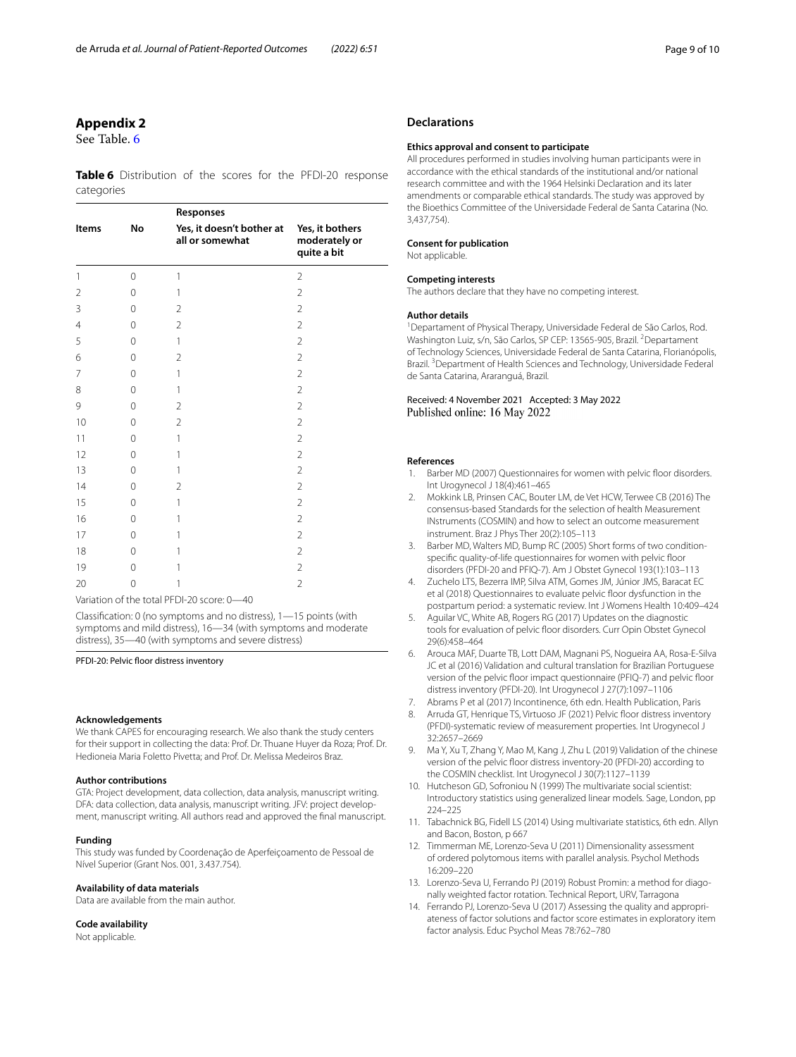## Appendix 2

See Table. 6

**Table 6** Distribution of the scores for the PFDI-20 response categories

| Items | Responses | | |
|---|---|---|---|
| | No | Yes, it doesn't bother at all or somewhat | Yes, it bothers moderately or quite a bit |
| 1 | 0 | 1 | 2 |
| 2 | 0 | 1 | 2 |
| 3 | 0 | 2 | 2 |
| 4 | 0 | 2 | 2 |
| 5 | 0 | 1 | 2 |
| 6 | 0 | 2 | 2 |
| 7 | 0 | 1 | 2 |
| 8 | 0 | 1 | 2 |
| 9 | 0 | 2 | 2 |
| 10 | 0 | 2 | 2 |
| 11 | 0 | 1 | 2 |
| 12 | 0 | 1 | 2 |
| 13 | 0 | 1 | 2 |
| 14 | 0 | 2 | 2 |
| 15 | 0 | 1 | 2 |
| 16 | 0 | 1 | 2 |
| 17 | 0 | 1 | 2 |
| 18 | 0 | 1 | 2 |
| 19 | 0 | 1 | 2 |
| 20 | 0 | 1 | 2 |

Variation of the total PFDI-20 score: 0—40

Classification: 0 (no symptoms and no distress), 1—15 points (with symptoms and mild distress), 16—34 (with symptoms and moderate distress), 35—40 (with symptoms and severe distress)

PFDI-20: Pelvic floor distress inventory

#### Acknowledgements

We thank CAPES for encouraging research. We also thank the study centers for their support in collecting the data: Prof. Dr. Thuane Huyer da Roza; Prof. Dr. Hedioneia Maria Foletto Pivetta; and Prof. Dr. Melissa Medeiros Braz.

#### Author contributions

GTA: Project development, data collection, data analysis, manuscript writing. DFA: data collection, data analysis, manuscript writing. JFV: project development, manuscript writing. All authors read and approved the final manuscript.

#### Funding

This study was funded by Coordenação de Aperfeiçoamento de Pessoal de Nível Superior (Grant Nos. 001, 3.437.754).

#### Availability of data materials

Data are available from the main author.

#### Code availability

Not applicable.

### Declarations

#### Ethics approval and consent to participate

All procedures performed in studies involving human participants were in accordance with the ethical standards of the institutional and/or national research committee and with the 1964 Helsinki Declaration and its later amendments or comparable ethical standards. The study was approved by the Bioethics Committee of the Universidade Federal de Santa Catarina (No. 3,437,754).

#### Consent for publication

Not applicable.

#### Competing interests

The authors declare that they have no competing interest.

#### Author details

[1]Departament of Physical Therapy, Universidade Federal de São Carlos, Rod. Washington Luiz, s/n, São Carlos, SP CEP: 13565-905, Brazil. [2]Departament of Technology Sciences, Universidade Federal de Santa Catarina, Florianópolis, Brazil. [3]Department of Health Sciences and Technology, Universidade Federal de Santa Catarina, Araranguá, Brazil.

Received: 4 November 2021 Accepted: 3 May 2022
Published online: 16 May 2022

#### References

1. Barber MD (2007) Questionnaires for women with pelvic floor disorders. Int Urogynecol J 18(4):461–465
2. Mokkink LB, Prinsen CAC, Bouter LM, de Vet HCW, Terwee CB (2016) The consensus-based Standards for the selection of health Measurement INstruments (COSMIN) and how to select an outcome measurement instrument. Braz J Phys Ther 20(2):105–113
3. Barber MD, Walters MD, Bump RC (2005) Short forms of two condition-specific quality-of-life questionnaires for women with pelvic floor disorders (PFDI-20 and PFIQ-7). Am J Obstet Gynecol 193(1):103–113
4. Zuchelo LTS, Bezerra IMP, Silva ATM, Gomes JM, Júnior JMS, Baracat EC et al (2018) Questionnaires to evaluate pelvic floor dysfunction in the postpartum period: a systematic review. Int J Womens Health 10:409–424
5. Aguilar VC, White AB, Rogers RG (2017) Updates on the diagnostic tools for evaluation of pelvic floor disorders. Curr Opin Obstet Gynecol 29(6):458–464
6. Arouca MAF, Duarte TB, Lott DAM, Magnani PS, Nogueira AA, Rosa-E-Silva JC et al (2016) Validation and cultural translation for Brazilian Portuguese version of the pelvic floor impact questionnaire (PFIQ-7) and pelvic floor distress inventory (PFDI-20). Int Urogynecol J 27(7):1097–1106
7. Abrams P et al (2017) Incontinence, 6th edn. Health Publication, Paris
8. Arruda GT, Henrique TS, Virtuoso JF (2021) Pelvic floor distress inventory (PFDI)-systematic review of measurement properties. Int Urogynecol J 32:2657–2669
9. Ma Y, Xu T, Zhang Y, Mao M, Kang J, Zhu L (2019) Validation of the chinese version of the pelvic floor distress inventory-20 (PFDI-20) according to the COSMIN checklist. Int Urogynecol J 30(7):1127–1139
10. Hutcheson GD, Sofroniou N (1999) The multivariate social scientist: Introductory statistics using generalized linear models. Sage, London, pp 224–225
11. Tabachnick BG, Fidell LS (2014) Using multivariate statistics, 6th edn. Allyn and Bacon, Boston, p 667
12. Timmerman ME, Lorenzo-Seva U (2011) Dimensionality assessment of ordered polytomous items with parallel analysis. Psychol Methods 16:209–220
13. Lorenzo-Seva U, Ferrando PJ (2019) Robust Promin: a method for diagonally weighted factor rotation. Technical Report, URV, Tarragona
14. Ferrando PJ, Lorenzo-Seva U (2017) Assessing the quality and appropriateness of factor solutions and factor score estimates in exploratory item factor analysis. Educ Psychol Meas 78:762–780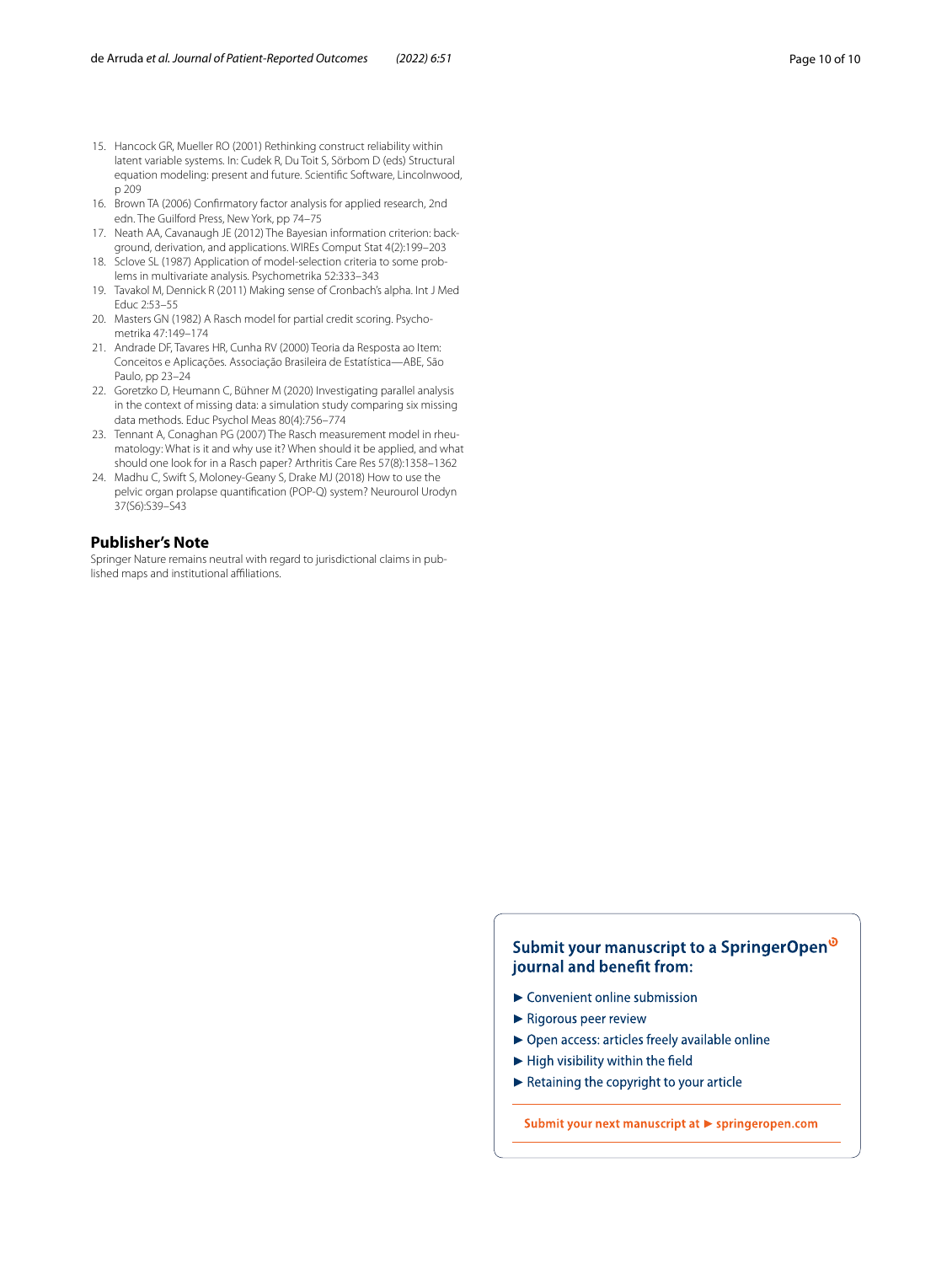15. Hancock GR, Mueller RO (2001) Rethinking construct reliability within latent variable systems. In: Cudek R, Du Toit S, Sörbom D (eds) Structural equation modeling: present and future. Scientific Software, Lincolnwood, p 209
16. Brown TA (2006) Confirmatory factor analysis for applied research, 2nd edn. The Guilford Press, New York, pp 74–75
17. Neath AA, Cavanaugh JE (2012) The Bayesian information criterion: background, derivation, and applications. WIREs Comput Stat 4(2):199–203
18. Sclove SL (1987) Application of model-selection criteria to some problems in multivariate analysis. Psychometrika 52:333–343
19. Tavakol M, Dennick R (2011) Making sense of Cronbach's alpha. Int J Med Educ 2:53–55
20. Masters GN (1982) A Rasch model for partial credit scoring. Psychometrika 47:149–174
21. Andrade DF, Tavares HR, Cunha RV (2000) Teoria da Resposta ao Item: Conceitos e Aplicações. Associação Brasileira de Estatística—ABE, São Paulo, pp 23–24
22. Goretzko D, Heumann C, Bühner M (2020) Investigating parallel analysis in the context of missing data: a simulation study comparing six missing data methods. Educ Psychol Meas 80(4):756–774
23. Tennant A, Conaghan PG (2007) The Rasch measurement model in rheumatology: What is it and why use it? When should it be applied, and what should one look for in a Rasch paper? Arthritis Care Res 57(8):1358–1362
24. Madhu C, Swift S, Moloney-Geany S, Drake MJ (2018) How to use the pelvic organ prolapse quantification (POP-Q) system? Neurourol Urodyn 37(S6):S39–S43

## Publisher's Note

Springer Nature remains neutral with regard to jurisdictional claims in published maps and institutional affiliations.

**Submit your manuscript to a SpringerOpen journal and benefit from:**

- ► Convenient online submission
- ► Rigorous peer review
- ► Open access: articles freely available online
- ► High visibility within the field
- ► Retaining the copyright to your article

**Submit your next manuscript at ► springeropen.com**